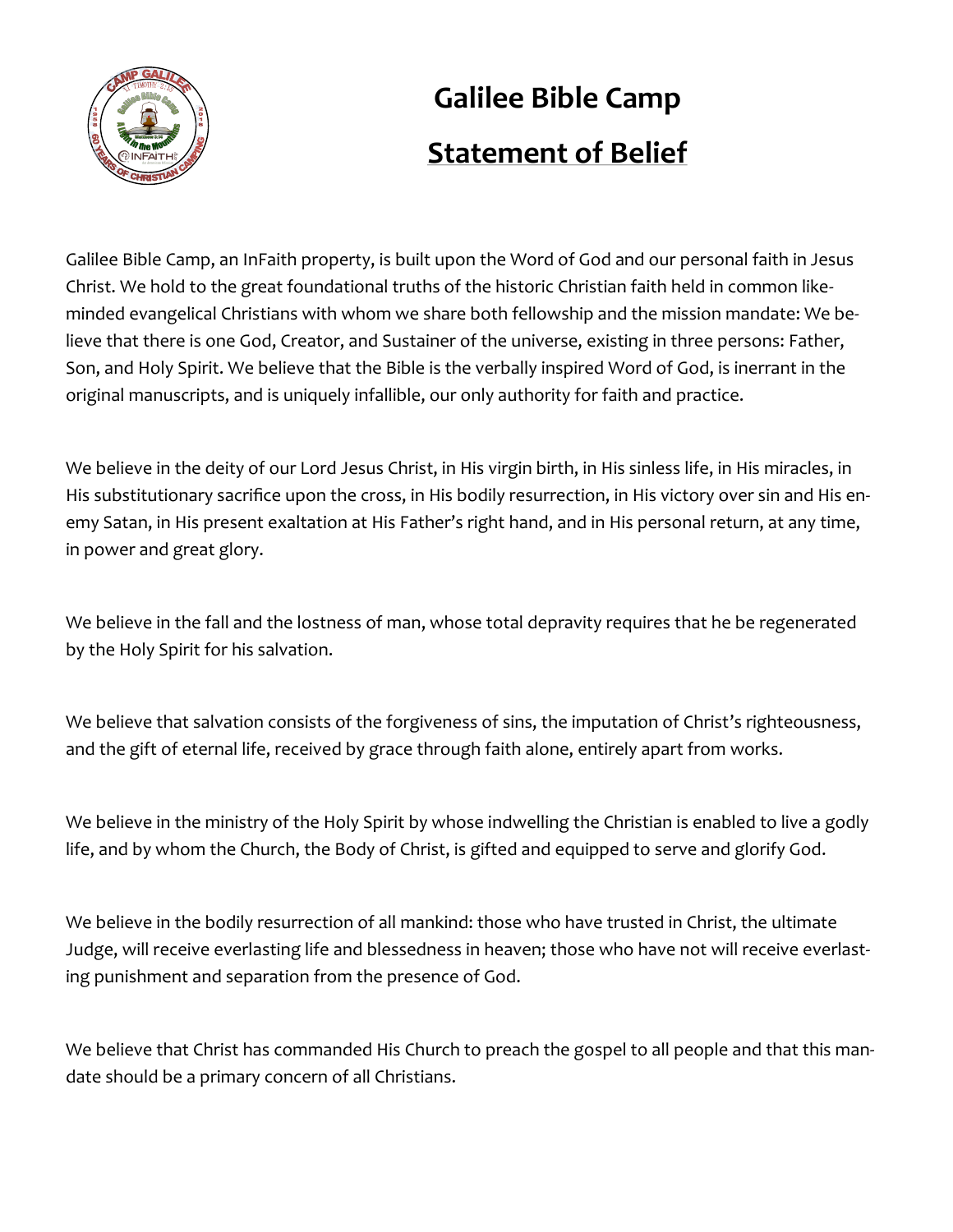# Galilee Bible Camp

## Statement of Belief

Galilee Bible Camp, an InFaith property, is built upon the Word of God and our personal faith in Jesus Christ. We hold to the great foundational truths of the historic Christian faith held in common like-minded evangelical Christians with whom we share both fellowship and the mission mandate: We believe that there is one God, Creator, and Sustainer of the universe, existing in three persons: Father, Son, and Holy Spirit. We believe that the Bible is the verbally inspired Word of God, is inerrant in the original manuscripts, and is uniquely infallible, our only authority for faith and practice.

We believe in the deity of our Lord Jesus Christ, in His virgin birth, in His sinless life, in His miracles, in His substitutionary sacrifice upon the cross, in His bodily resurrection, in His victory over sin and His enemy Satan, in His present exaltation at His Father's right hand, and in His personal return, at any time, in power and great glory.

We believe in the fall and the lostness of man, whose total depravity requires that he be regenerated by the Holy Spirit for his salvation.

We believe that salvation consists of the forgiveness of sins, the imputation of Christ's righteousness, and the gift of eternal life, received by grace through faith alone, entirely apart from works.

We believe in the ministry of the Holy Spirit by whose indwelling the Christian is enabled to live a godly life, and by whom the Church, the Body of Christ, is gifted and equipped to serve and glorify God.

We believe in the bodily resurrection of all mankind: those who have trusted in Christ, the ultimate Judge, will receive everlasting life and blessedness in heaven; those who have not will receive everlasting punishment and separation from the presence of God.

We believe that Christ has commanded His Church to preach the gospel to all people and that this mandate should be a primary concern of all Christians.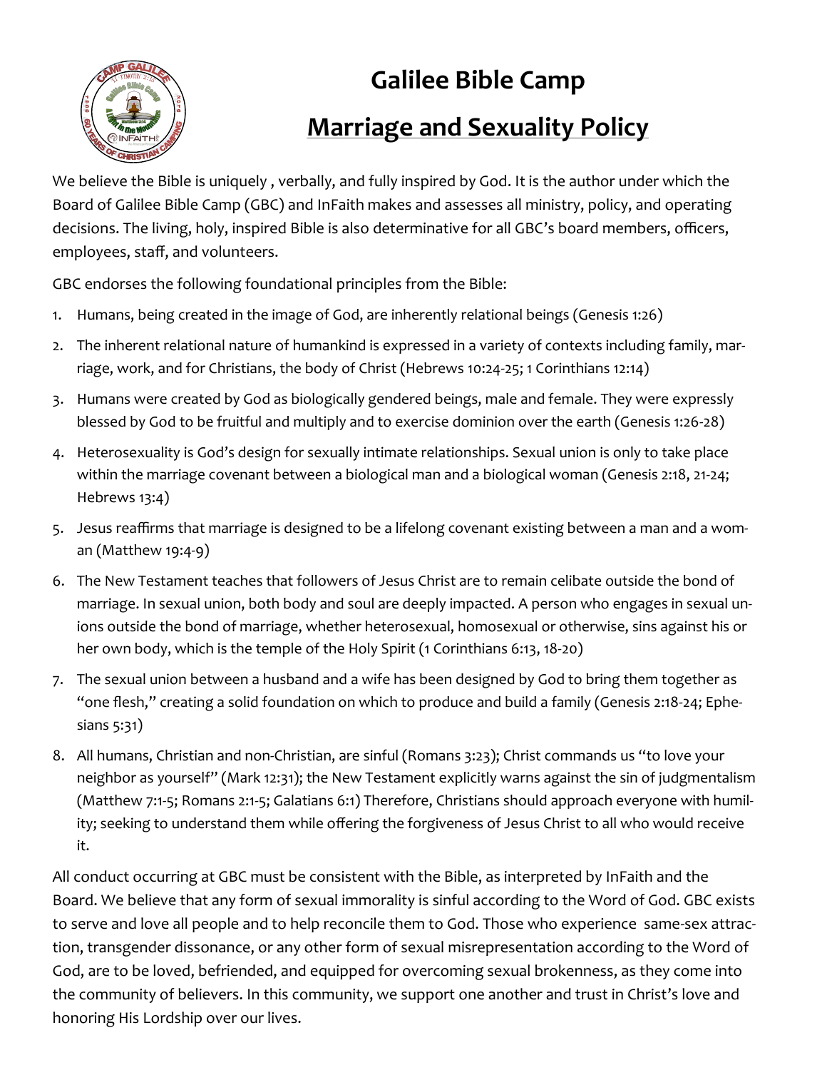# Galilee Bible Camp

## Marriage and Sexuality Policy

We believe the Bible is uniquely , verbally, and fully inspired by God. It is the author under which the Board of Galilee Bible Camp (GBC) and InFaith makes and assesses all ministry, policy, and operating decisions. The living, holy, inspired Bible is also determinative for all GBC's board members, officers, employees, staff, and volunteers.

GBC endorses the following foundational principles from the Bible:

1. Humans, being created in the image of God, are inherently relational beings (Genesis 1:26)
2. The inherent relational nature of humankind is expressed in a variety of contexts including family, marriage, work, and for Christians, the body of Christ (Hebrews 10:24-25; 1 Corinthians 12:14)
3. Humans were created by God as biologically gendered beings, male and female. They were expressly blessed by God to be fruitful and multiply and to exercise dominion over the earth (Genesis 1:26-28)
4. Heterosexuality is God's design for sexually intimate relationships. Sexual union is only to take place within the marriage covenant between a biological man and a biological woman (Genesis 2:18, 21-24; Hebrews 13:4)
5. Jesus reaffirms that marriage is designed to be a lifelong covenant existing between a man and a woman (Matthew 19:4-9)
6. The New Testament teaches that followers of Jesus Christ are to remain celibate outside the bond of marriage. In sexual union, both body and soul are deeply impacted. A person who engages in sexual unions outside the bond of marriage, whether heterosexual, homosexual or otherwise, sins against his or her own body, which is the temple of the Holy Spirit (1 Corinthians 6:13, 18-20)
7. The sexual union between a husband and a wife has been designed by God to bring them together as "one flesh," creating a solid foundation on which to produce and build a family (Genesis 2:18-24; Ephesians 5:31)
8. All humans, Christian and non-Christian, are sinful (Romans 3:23); Christ commands us "to love your neighbor as yourself" (Mark 12:31); the New Testament explicitly warns against the sin of judgmentalism (Matthew 7:1-5; Romans 2:1-5; Galatians 6:1) Therefore, Christians should approach everyone with humility; seeking to understand them while offering the forgiveness of Jesus Christ to all who would receive it.

All conduct occurring at GBC must be consistent with the Bible, as interpreted by InFaith and the Board. We believe that any form of sexual immorality is sinful according to the Word of God. GBC exists to serve and love all people and to help reconcile them to God. Those who experience same-sex attraction, transgender dissonance, or any other form of sexual misrepresentation according to the Word of God, are to be loved, befriended, and equipped for overcoming sexual brokenness, as they come into the community of believers. In this community, we support one another and trust in Christ's love and honoring His Lordship over our lives.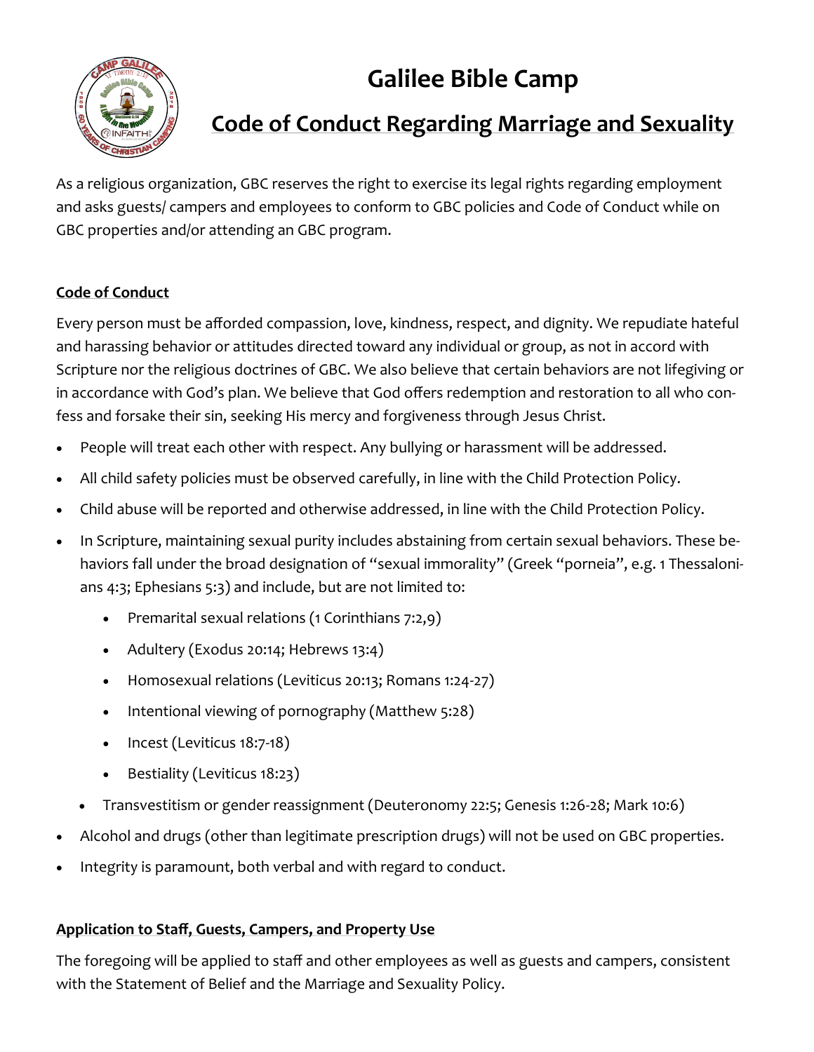# Galilee Bible Camp

## Code of Conduct Regarding Marriage and Sexuality

As a religious organization, GBC reserves the right to exercise its legal rights regarding employment and asks guests/ campers and employees to conform to GBC policies and Code of Conduct while on GBC properties and/or attending an GBC program.

### Code of Conduct

Every person must be afforded compassion, love, kindness, respect, and dignity. We repudiate hateful and harassing behavior or attitudes directed toward any individual or group, as not in accord with Scripture nor the religious doctrines of GBC. We also believe that certain behaviors are not lifegiving or in accordance with God's plan. We believe that God offers redemption and restoration to all who confess and forsake their sin, seeking His mercy and forgiveness through Jesus Christ.

- People will treat each other with respect. Any bullying or harassment will be addressed.
- All child safety policies must be observed carefully, in line with the Child Protection Policy.
- Child abuse will be reported and otherwise addressed, in line with the Child Protection Policy.
- In Scripture, maintaining sexual purity includes abstaining from certain sexual behaviors. These behaviors fall under the broad designation of "sexual immorality" (Greek "porneia", e.g. 1 Thessalonians 4:3; Ephesians 5:3) and include, but are not limited to:
    - Premarital sexual relations (1 Corinthians 7:2,9)
    - Adultery (Exodus 20:14; Hebrews 13:4)
    - Homosexual relations (Leviticus 20:13; Romans 1:24-27)
    - Intentional viewing of pornography (Matthew 5:28)
    - Incest (Leviticus 18:7-18)
    - Bestiality (Leviticus 18:23)
    - Transvestitism or gender reassignment (Deuteronomy 22:5; Genesis 1:26-28; Mark 10:6)
- Alcohol and drugs (other than legitimate prescription drugs) will not be used on GBC properties.
- Integrity is paramount, both verbal and with regard to conduct.

### Application to Staff, Guests, Campers, and Property Use

The foregoing will be applied to staff and other employees as well as guests and campers, consistent with the Statement of Belief and the Marriage and Sexuality Policy.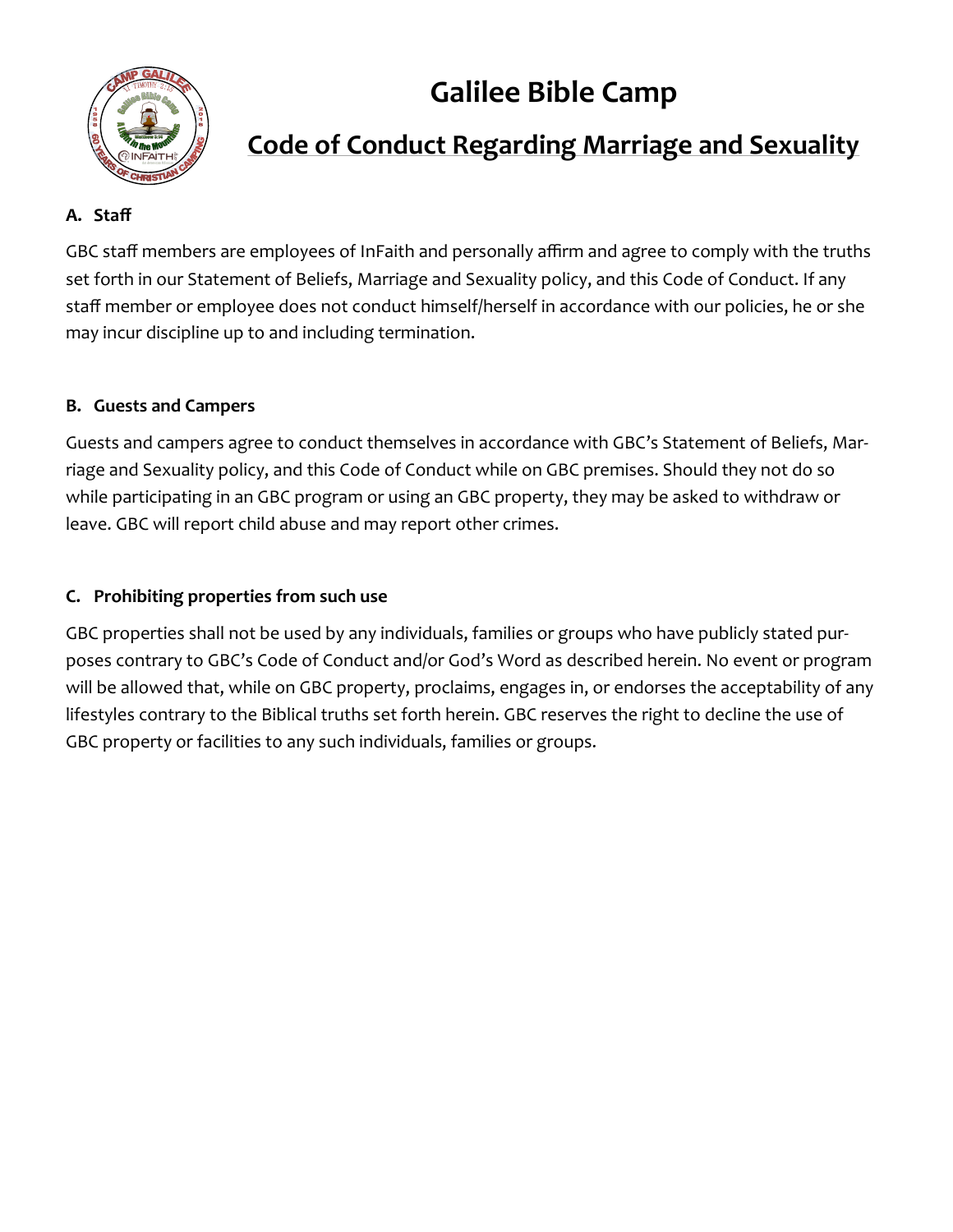# Galilee Bible Camp

## Code of Conduct Regarding Marriage and Sexuality

**A. Staff**

GBC staff members are employees of InFaith and personally affirm and agree to comply with the truths set forth in our Statement of Beliefs, Marriage and Sexuality policy, and this Code of Conduct. If any staff member or employee does not conduct himself/herself in accordance with our policies, he or she may incur discipline up to and including termination.

**B. Guests and Campers**

Guests and campers agree to conduct themselves in accordance with GBC's Statement of Beliefs, Marriage and Sexuality policy, and this Code of Conduct while on GBC premises. Should they not do so while participating in an GBC program or using an GBC property, they may be asked to withdraw or leave. GBC will report child abuse and may report other crimes.

**C. Prohibiting properties from such use**

GBC properties shall not be used by any individuals, families or groups who have publicly stated purposes contrary to GBC's Code of Conduct and/or God's Word as described herein. No event or program will be allowed that, while on GBC property, proclaims, engages in, or endorses the acceptability of any lifestyles contrary to the Biblical truths set forth herein. GBC reserves the right to decline the use of GBC property or facilities to any such individuals, families or groups.